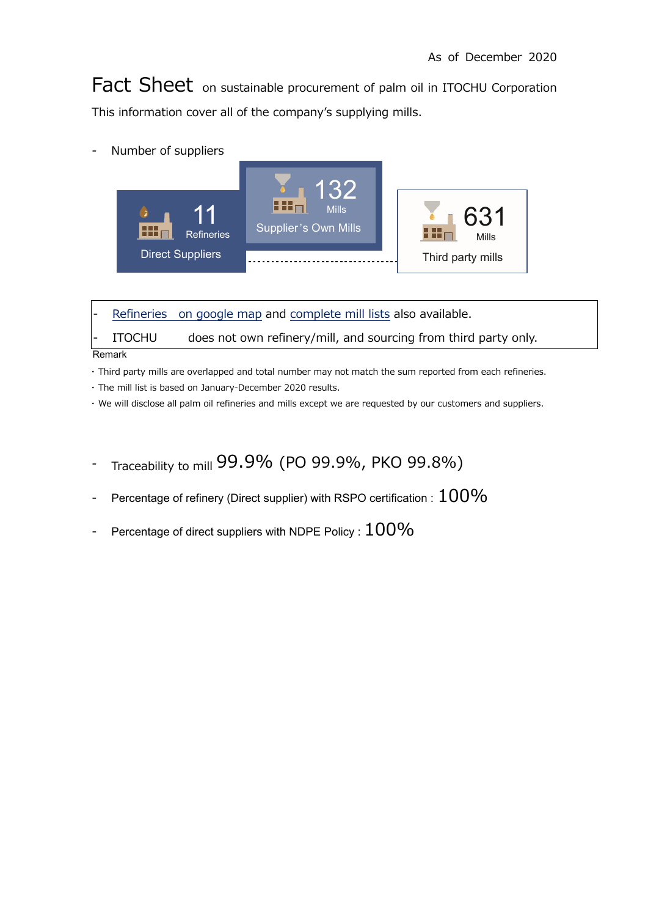As of December 2020

# Fact Sheet on sustainable procurement of palm oil in ITOCHU Corporation

This information cover all of the company's supplying mills.

- Number of suppliers

11 Refineries
Direct Suppliers

132 Mills
Supplier's Own Mills

631 Mills
Third party mills

- Refineries on google map and complete mill lists also available.
- ITOCHU does not own refinery/mill, and sourcing from third party only.

Remark

- Third party mills are overlapped and total number may not match the sum reported from each refineries.
- The mill list is based on January-December 2020 results.
- We will disclose all palm oil refineries and mills except we are requested by our customers and suppliers.

- Traceability to mill 99.9% (PO 99.9%, PKO 99.8%)
- Percentage of refinery (Direct supplier) with RSPO certification : 100%
- Percentage of direct suppliers with NDPE Policy : 100%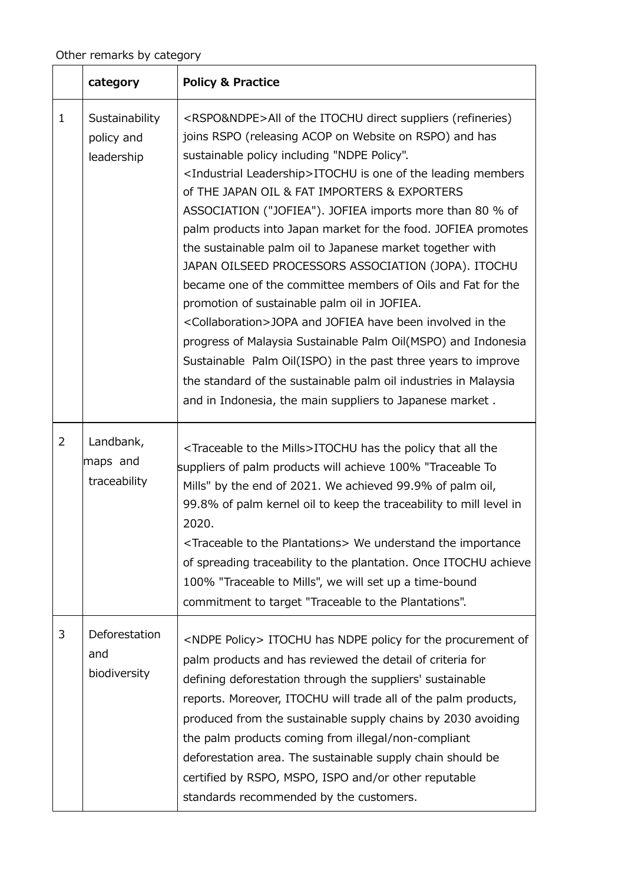Other remarks by category

|  | category | Policy & Practice |
|---|---|---|
| 1 | Sustainability policy and leadership | <RSPO&NDPE>All of the ITOCHU direct suppliers (refineries) joins RSPO (releasing ACOP on Website on RSPO) and has sustainable policy including "NDPE Policy". <Industrial Leadership>ITOCHU is one of the leading members of THE JAPAN OIL & FAT IMPORTERS & EXPORTERS ASSOCIATION ("JOFIEA"). JOFIEA imports more than 80 % of palm products into Japan market for the food. JOFIEA promotes the sustainable palm oil to Japanese market together with JAPAN OILSEED PROCESSORS ASSOCIATION (JOPA). ITOCHU became one of the committee members of Oils and Fat for the promotion of sustainable palm oil in JOFIEA. <Collaboration>JOPA and JOFIEA have been involved in the progress of Malaysia Sustainable Palm Oil(MSPO) and Indonesia Sustainable Palm Oil(ISPO) in the past three years to improve the standard of the sustainable palm oil industries in Malaysia and in Indonesia, the main suppliers to Japanese market . |
| 2 | Landbank, maps and traceability | <Traceable to the Mills>ITOCHU has the policy that all the suppliers of palm products will achieve 100% "Traceable To Mills" by the end of 2021. We achieved 99.9% of palm oil, 99.8% of palm kernel oil to keep the traceability to mill level in 2020. <Traceable to the Plantations> We understand the importance of spreading traceability to the plantation. Once ITOCHU achieve 100% "Traceable to Mills", we will set up a time-bound commitment to target "Traceable to the Plantations". |
| 3 | Deforestation and biodiversity | <NDPE Policy> ITOCHU has NDPE policy for the procurement of palm products and has reviewed the detail of criteria for defining deforestation through the suppliers' sustainable reports. Moreover, ITOCHU will trade all of the palm products, produced from the sustainable supply chains by 2030 avoiding the palm products coming from illegal/non-compliant deforestation area. The sustainable supply chain should be certified by RSPO, MSPO, ISPO and/or other reputable standards recommended by the customers. |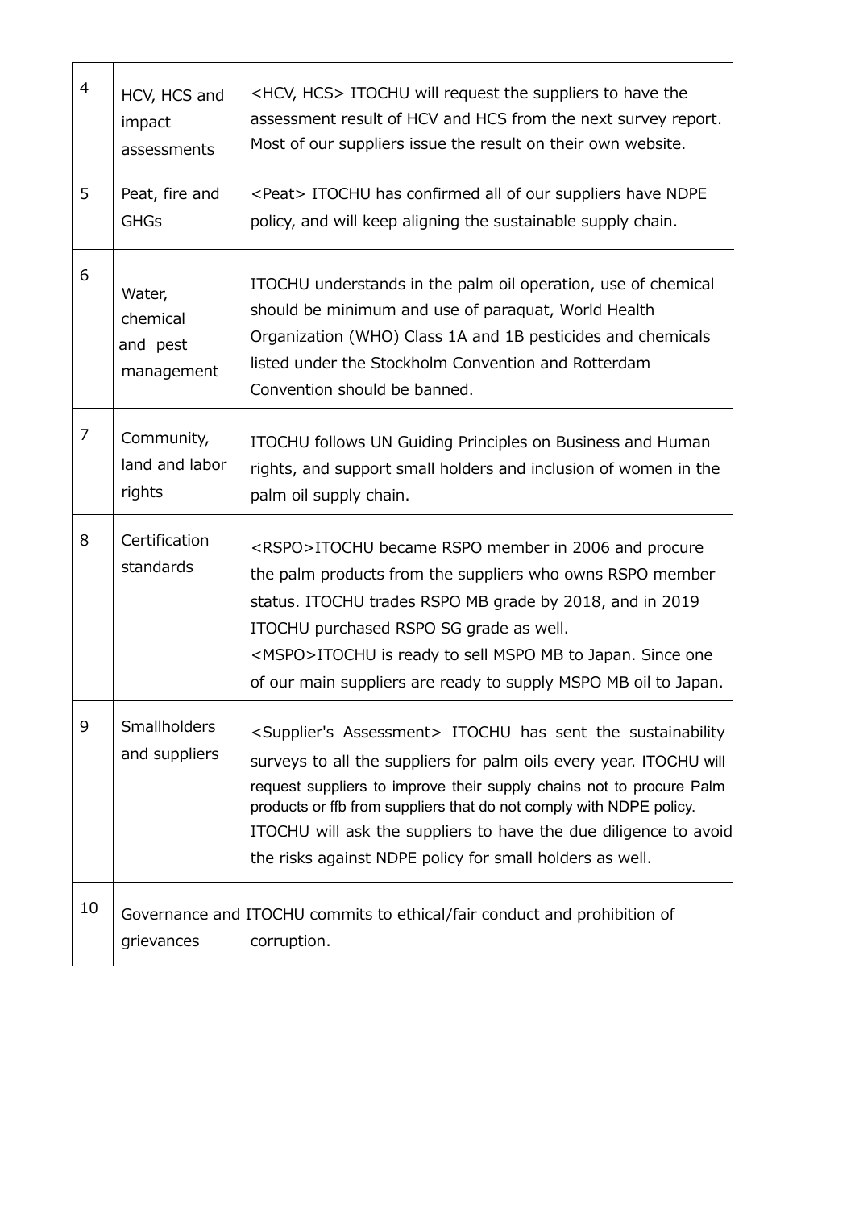| | | |
|---|---|---|
| 4 | HCV, HCS and impact assessments | <HCV, HCS> ITOCHU will request the suppliers to have the assessment result of HCV and HCS from the next survey report. Most of our suppliers issue the result on their own website. |
| 5 | Peat, fire and GHGs | <Peat> ITOCHU has confirmed all of our suppliers have NDPE policy, and will keep aligning the sustainable supply chain. |
| 6 | Water, chemical and pest management | ITOCHU understands in the palm oil operation, use of chemical should be minimum and use of paraquat, World Health Organization (WHO) Class 1A and 1B pesticides and chemicals listed under the Stockholm Convention and Rotterdam Convention should be banned. |
| 7 | Community, land and labor rights | ITOCHU follows UN Guiding Principles on Business and Human rights, and support small holders and inclusion of women in the palm oil supply chain. |
| 8 | Certification standards | <RSPO>ITOCHU became RSPO member in 2006 and procure the palm products from the suppliers who owns RSPO member status. ITOCHU trades RSPO MB grade by 2018, and in 2019 ITOCHU purchased RSPO SG grade as well.<br><MSPO>ITOCHU is ready to sell MSPO MB to Japan. Since one of our main suppliers are ready to supply MSPO MB oil to Japan. |
| 9 | Smallholders and suppliers | <Supplier's Assessment> ITOCHU has sent the sustainability surveys to all the suppliers for palm oils every year. ITOCHU will request suppliers to improve their supply chains not to procure Palm products or ffb from suppliers that do not comply with NDPE policy. ITOCHU will ask the suppliers to have the due diligence to avoid the risks against NDPE policy for small holders as well. |
| 10 | Governance and grievances | ITOCHU commits to ethical/fair conduct and prohibition of corruption. |